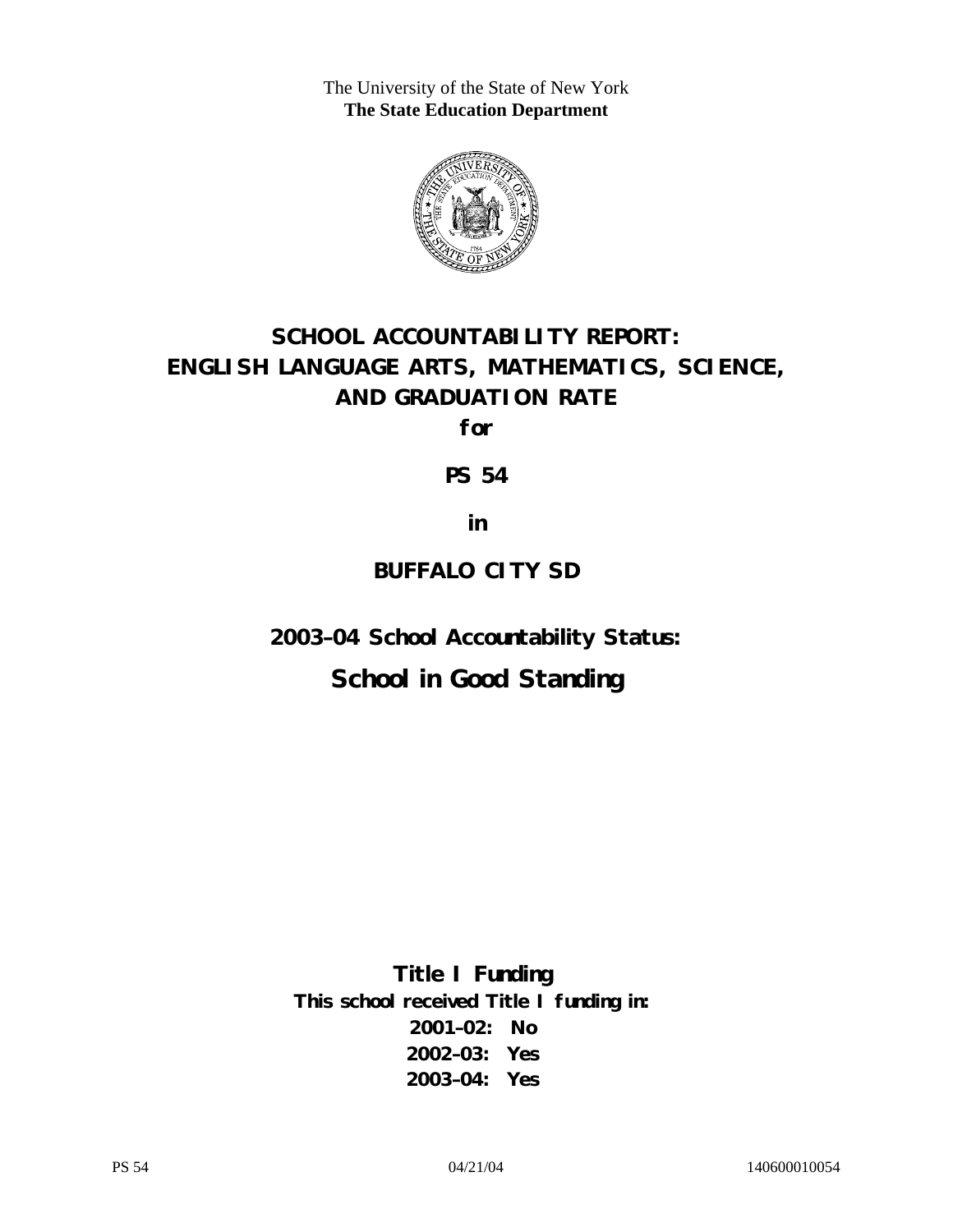The University of the State of New York
**The State Education Department**

# SCHOOL ACCOUNTABILITY REPORT: ENGLISH LANGUAGE ARTS, MATHEMATICS, SCIENCE, AND GRADUATION RATE

**for**

**PS 54**

**in**

**BUFFALO CITY SD**

## 2003–04 School Accountability Status:

## School in Good Standing

**Title I Funding**

**This school received Title I funding in:**

**2001–02: No**

**2002–03: Yes**

**2003–04: Yes**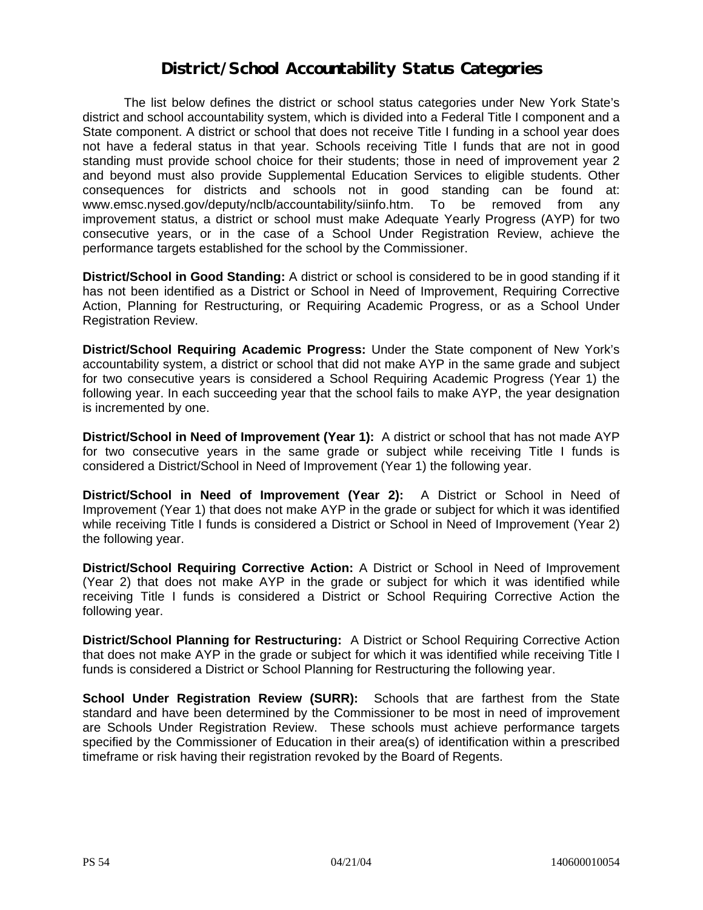# District/School Accountability Status Categories

The list below defines the district or school status categories under New York State's district and school accountability system, which is divided into a Federal Title I component and a State component. A district or school that does not receive Title I funding in a school year does not have a federal status in that year. Schools receiving Title I funds that are not in good standing must provide school choice for their students; those in need of improvement year 2 and beyond must also provide Supplemental Education Services to eligible students. Other consequences for districts and schools not in good standing can be found at: www.emsc.nysed.gov/deputy/nclb/accountability/siinfo.htm. To be removed from any improvement status, a district or school must make Adequate Yearly Progress (AYP) for two consecutive years, or in the case of a School Under Registration Review, achieve the performance targets established for the school by the Commissioner.

**District/School in Good Standing:** A district or school is considered to be in good standing if it has not been identified as a District or School in Need of Improvement, Requiring Corrective Action, Planning for Restructuring, or Requiring Academic Progress, or as a School Under Registration Review.

**District/School Requiring Academic Progress:** Under the State component of New York's accountability system, a district or school that did not make AYP in the same grade and subject for two consecutive years is considered a School Requiring Academic Progress (Year 1) the following year. In each succeeding year that the school fails to make AYP, the year designation is incremented by one.

**District/School in Need of Improvement (Year 1):** A district or school that has not made AYP for two consecutive years in the same grade or subject while receiving Title I funds is considered a District/School in Need of Improvement (Year 1) the following year.

**District/School in Need of Improvement (Year 2):** A District or School in Need of Improvement (Year 1) that does not make AYP in the grade or subject for which it was identified while receiving Title I funds is considered a District or School in Need of Improvement (Year 2) the following year.

**District/School Requiring Corrective Action:** A District or School in Need of Improvement (Year 2) that does not make AYP in the grade or subject for which it was identified while receiving Title I funds is considered a District or School Requiring Corrective Action the following year.

**District/School Planning for Restructuring:** A District or School Requiring Corrective Action that does not make AYP in the grade or subject for which it was identified while receiving Title I funds is considered a District or School Planning for Restructuring the following year.

**School Under Registration Review (SURR):** Schools that are farthest from the State standard and have been determined by the Commissioner to be most in need of improvement are Schools Under Registration Review. These schools must achieve performance targets specified by the Commissioner of Education in their area(s) of identification within a prescribed timeframe or risk having their registration revoked by the Board of Regents.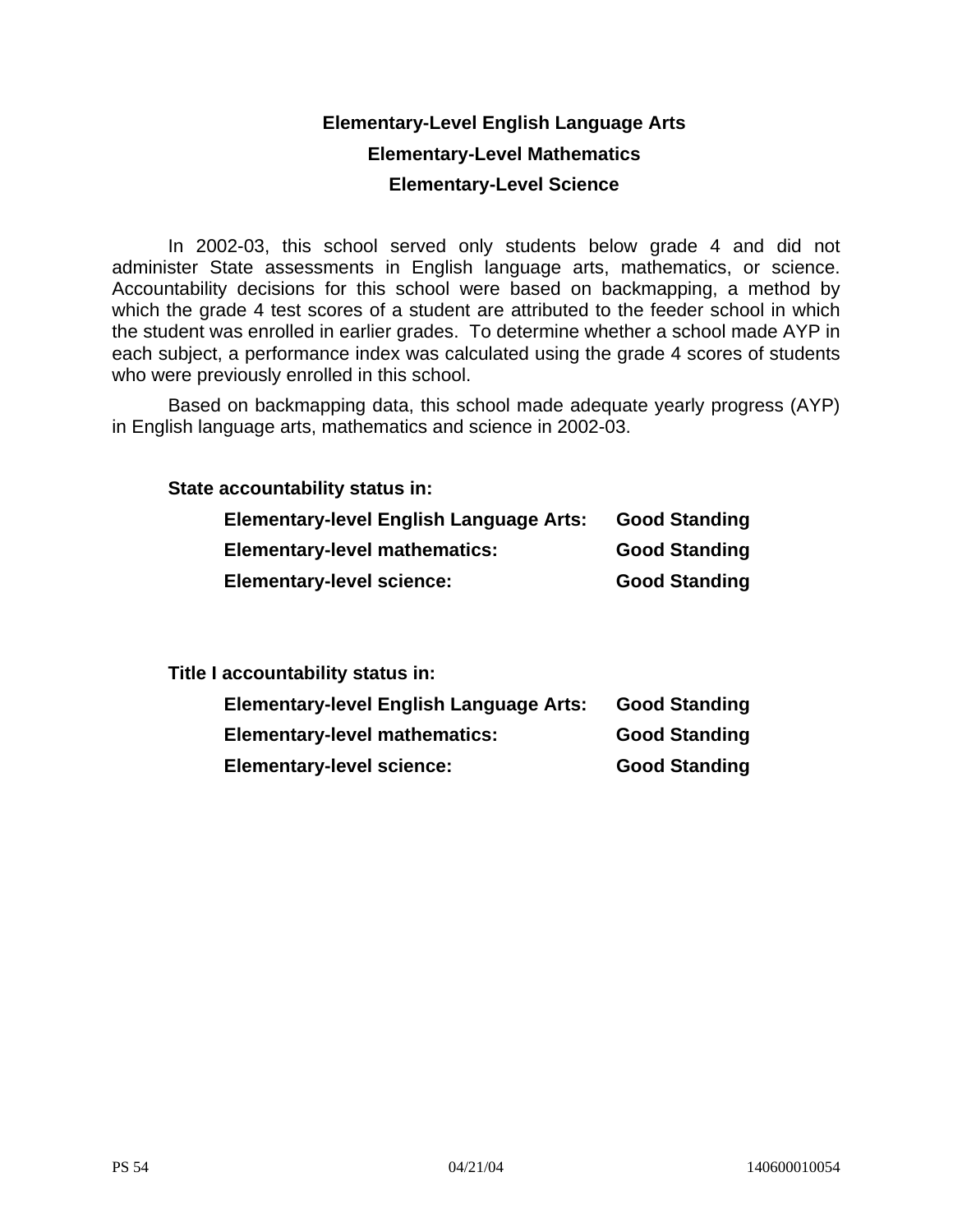## Elementary-Level English Language Arts

## Elementary-Level Mathematics

## Elementary-Level Science

In 2002-03, this school served only students below grade 4 and did not administer State assessments in English language arts, mathematics, or science. Accountability decisions for this school were based on backmapping, a method by which the grade 4 test scores of a student are attributed to the feeder school in which the student was enrolled in earlier grades. To determine whether a school made AYP in each subject, a performance index was calculated using the grade 4 scores of students who were previously enrolled in this school.

Based on backmapping data, this school made adequate yearly progress (AYP) in English language arts, mathematics and science in 2002-03.

**State accountability status in:**

| | |
|---|---|
| **Elementary-level English Language Arts:** | **Good Standing** |
| **Elementary-level mathematics:** | **Good Standing** |
| **Elementary-level science:** | **Good Standing** |

**Title I accountability status in:**

| | |
|---|---|
| **Elementary-level English Language Arts:** | **Good Standing** |
| **Elementary-level mathematics:** | **Good Standing** |
| **Elementary-level science:** | **Good Standing** |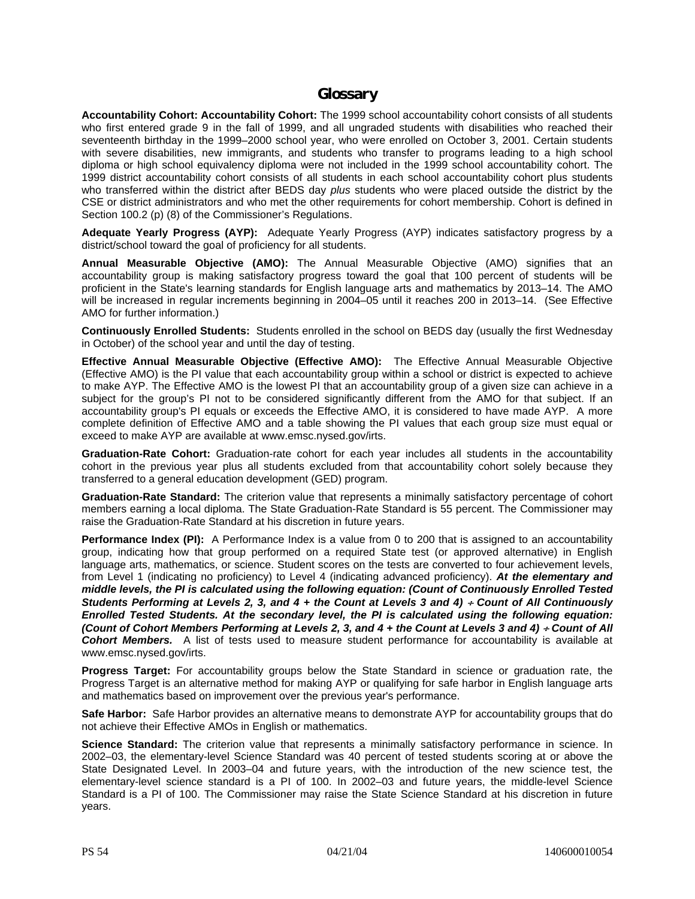# Glossary

**Accountability Cohort: Accountability Cohort:** The 1999 school accountability cohort consists of all students who first entered grade 9 in the fall of 1999, and all ungraded students with disabilities who reached their seventeenth birthday in the 1999–2000 school year, who were enrolled on October 3, 2001. Certain students with severe disabilities, new immigrants, and students who transfer to programs leading to a high school diploma or high school equivalency diploma were not included in the 1999 school accountability cohort. The 1999 district accountability cohort consists of all students in each school accountability cohort plus students who transferred within the district after BEDS day *plus* students who were placed outside the district by the CSE or district administrators and who met the other requirements for cohort membership. Cohort is defined in Section 100.2 (p) (8) of the Commissioner's Regulations.

**Adequate Yearly Progress (AYP):** Adequate Yearly Progress (AYP) indicates satisfactory progress by a district/school toward the goal of proficiency for all students.

**Annual Measurable Objective (AMO):** The Annual Measurable Objective (AMO) signifies that an accountability group is making satisfactory progress toward the goal that 100 percent of students will be proficient in the State's learning standards for English language arts and mathematics by 2013–14. The AMO will be increased in regular increments beginning in 2004–05 until it reaches 200 in 2013–14. (See Effective AMO for further information.)

**Continuously Enrolled Students:** Students enrolled in the school on BEDS day (usually the first Wednesday in October) of the school year and until the day of testing.

**Effective Annual Measurable Objective (Effective AMO):** The Effective Annual Measurable Objective (Effective AMO) is the PI value that each accountability group within a school or district is expected to achieve to make AYP. The Effective AMO is the lowest PI that an accountability group of a given size can achieve in a subject for the group's PI not to be considered significantly different from the AMO for that subject. If an accountability group's PI equals or exceeds the Effective AMO, it is considered to have made AYP. A more complete definition of Effective AMO and a table showing the PI values that each group size must equal or exceed to make AYP are available at www.emsc.nysed.gov/irts.

**Graduation-Rate Cohort:** Graduation-rate cohort for each year includes all students in the accountability cohort in the previous year plus all students excluded from that accountability cohort solely because they transferred to a general education development (GED) program.

**Graduation-Rate Standard:** The criterion value that represents a minimally satisfactory percentage of cohort members earning a local diploma. The State Graduation-Rate Standard is 55 percent. The Commissioner may raise the Graduation-Rate Standard at his discretion in future years.

**Performance Index (PI):** A Performance Index is a value from 0 to 200 that is assigned to an accountability group, indicating how that group performed on a required State test (or approved alternative) in English language arts, mathematics, or science. Student scores on the tests are converted to four achievement levels, from Level 1 (indicating no proficiency) to Level 4 (indicating advanced proficiency). ***At the elementary and middle levels, the PI is calculated using the following equation: (Count of Continuously Enrolled Tested Students Performing at Levels 2, 3, and 4 + the Count at Levels 3 and 4) ÷ Count of All Continuously Enrolled Tested Students. At the secondary level, the PI is calculated using the following equation: (Count of Cohort Members Performing at Levels 2, 3, and 4 + the Count at Levels 3 and 4) ÷ Count of All Cohort Members.*** A list of tests used to measure student performance for accountability is available at www.emsc.nysed.gov/irts.

**Progress Target:** For accountability groups below the State Standard in science or graduation rate, the Progress Target is an alternative method for making AYP or qualifying for safe harbor in English language arts and mathematics based on improvement over the previous year's performance.

**Safe Harbor:** Safe Harbor provides an alternative means to demonstrate AYP for accountability groups that do not achieve their Effective AMOs in English or mathematics.

**Science Standard:** The criterion value that represents a minimally satisfactory performance in science. In 2002–03, the elementary-level Science Standard was 40 percent of tested students scoring at or above the State Designated Level. In 2003–04 and future years, with the introduction of the new science test, the elementary-level science standard is a PI of 100. In 2002–03 and future years, the middle-level Science Standard is a PI of 100. The Commissioner may raise the State Science Standard at his discretion in future years.